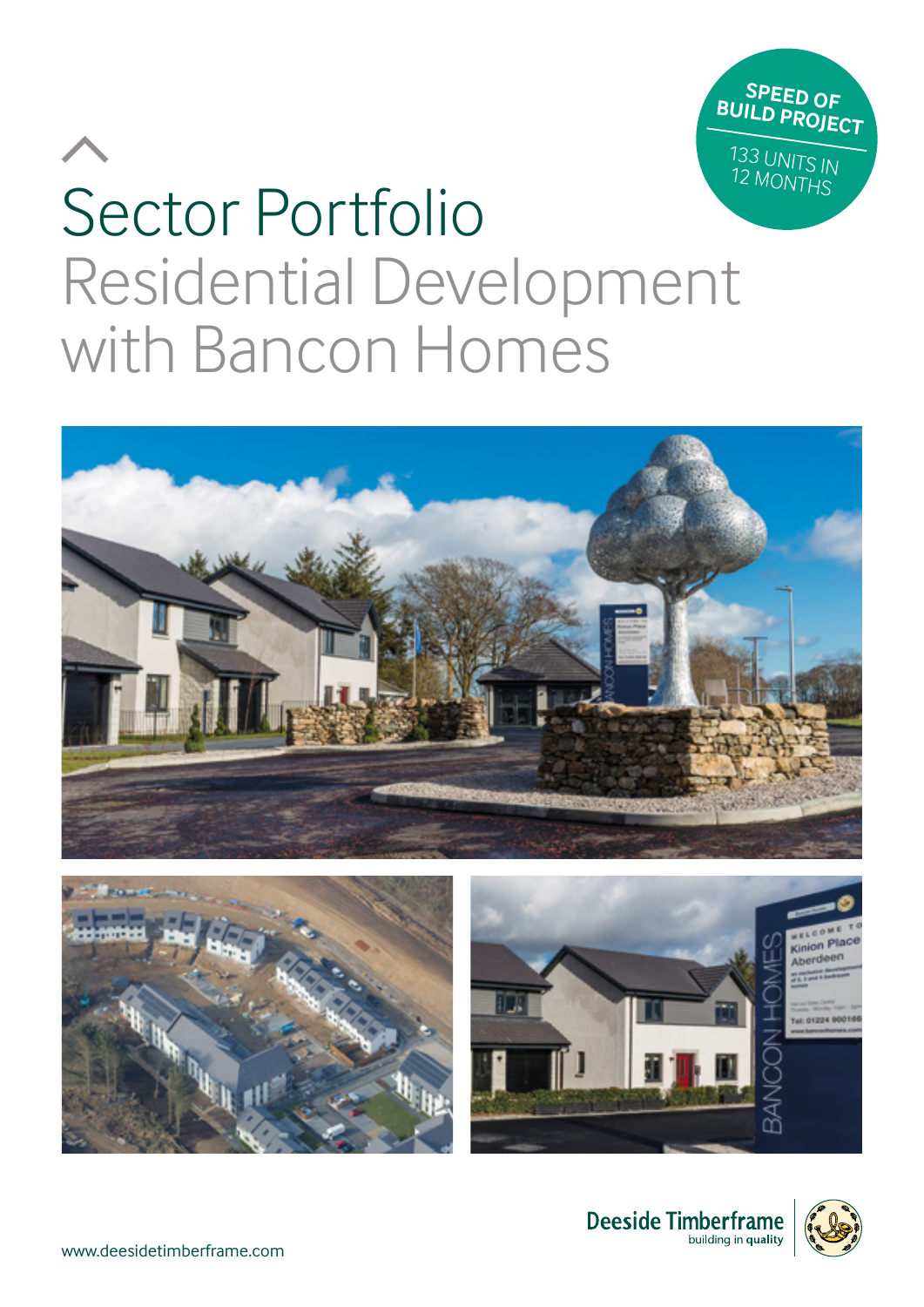# Sector Portfolio

## Residential Development with Bancon Homes

**SPEED OF BUILD PROJECT**

133 UNITS IN 12 MONTHS

Deeside Timberframe
building in quality

www.deesidetimberframe.com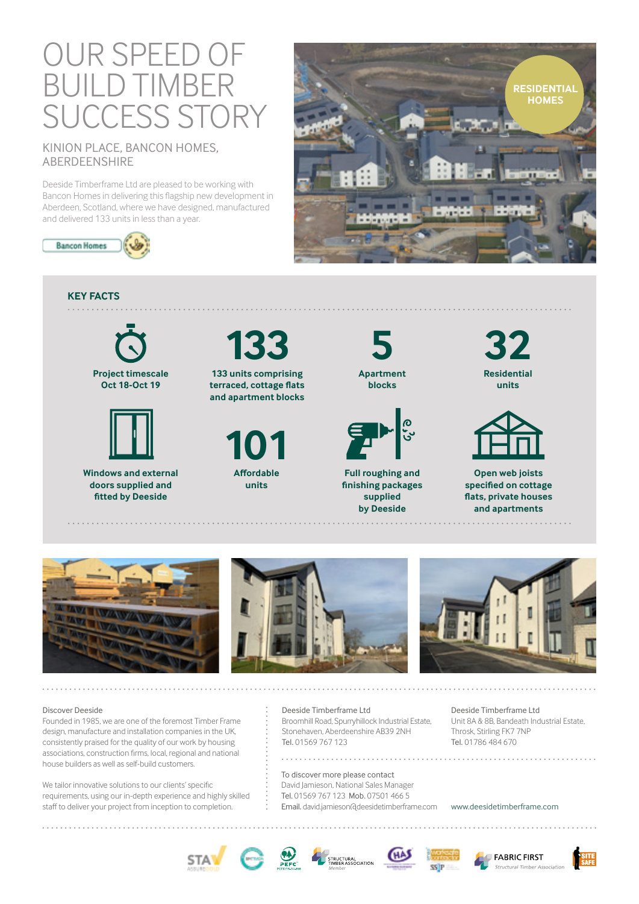# OUR SPEED OF BUILD TIMBER SUCCESS STORY

## KINION PLACE, BANCON HOMES, ABERDEENSHIRE

Deeside Timberframe Ltd are pleased to be working with Bancon Homes in delivering this flagship new development in Aberdeen, Scotland, where we have designed, manufactured and delivered 133 units in less than a year.

Bancon Homes

RESIDENTIAL HOMES

### KEY FACTS

**Project timescale**
**Oct 18-Oct 19**

**133**
**133 units comprising terraced, cottage flats and apartment blocks**

**5**
**Apartment blocks**

**32**
**Residential units**

**Windows and external doors supplied and fitted by Deeside**

**101**
**Affordable units**

**Full roughing and finishing packages supplied by Deeside**

**Open web joists specified on cottage flats, private houses and apartments**

Discover Deeside

Founded in 1985, we are one of the foremost Timber Frame design, manufacture and installation companies in the UK, consistently praised for the quality of our work by housing associations, construction firms, local, regional and national house builders as well as self-build customers.

We tailor innovative solutions to our clients' specific requirements, using our in-depth experience and highly skilled staff to deliver your project from inception to completion.

Deeside Timberframe Ltd
Broomhill Road, Spurryhillock Industrial Estate, Stonehaven, Aberdeenshire AB39 2NH
Tel. 01569 767 123

Deeside Timberframe Ltd
Unit 8A & 8B, Bandeath Industrial Estate, Throsk, Stirling FK7 7NP
Tel. 01786 484 670

To discover more please contact
David Jamieson, National Sales Manager
Tel. 01569 767 123 Mob. 07501 466 5
Email. david.jamieson@deesidetimberframe.com

www.deesidetimberframe.com

STA ASSURE GOLD · PEFC · STRUCTURAL TIMBER ASSOCIATION Member · CHAS · SSIP · FABRIC FIRST Structural Timber Association · SITE SAFE